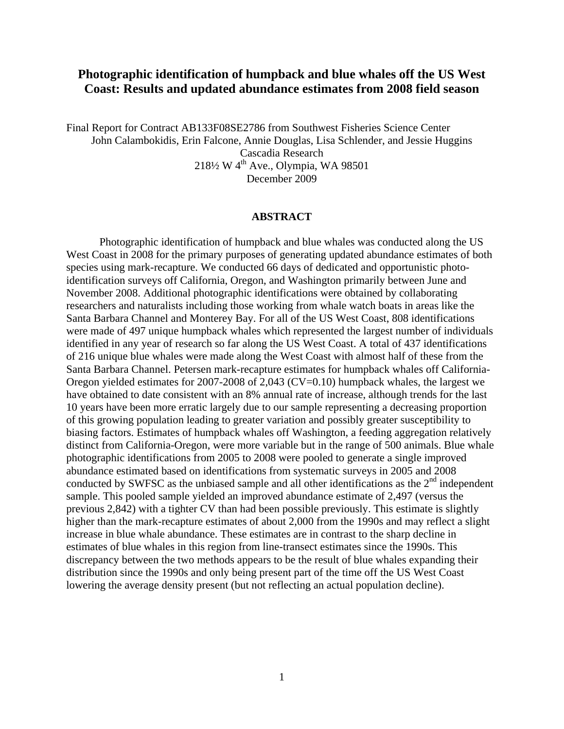# Photographic identification of humpback and blue whales off the US West Coast: Results and updated abundance estimates from 2008 field season

Final Report for Contract AB133F08SE2786 from Southwest Fisheries Science Center

John Calambokidis, Erin Falcone, Annie Douglas, Lisa Schlender, and Jessie Huggins

Cascadia Research

218½ W 4th Ave., Olympia, WA 98501

December 2009

## ABSTRACT

Photographic identification of humpback and blue whales was conducted along the US West Coast in 2008 for the primary purposes of generating updated abundance estimates of both species using mark-recapture. We conducted 66 days of dedicated and opportunistic photo-identification surveys off California, Oregon, and Washington primarily between June and November 2008. Additional photographic identifications were obtained by collaborating researchers and naturalists including those working from whale watch boats in areas like the Santa Barbara Channel and Monterey Bay. For all of the US West Coast, 808 identifications were made of 497 unique humpback whales which represented the largest number of individuals identified in any year of research so far along the US West Coast. A total of 437 identifications of 216 unique blue whales were made along the West Coast with almost half of these from the Santa Barbara Channel. Petersen mark-recapture estimates for humpback whales off California-Oregon yielded estimates for 2007-2008 of 2,043 (CV=0.10) humpback whales, the largest we have obtained to date consistent with an 8% annual rate of increase, although trends for the last 10 years have been more erratic largely due to our sample representing a decreasing proportion of this growing population leading to greater variation and possibly greater susceptibility to biasing factors. Estimates of humpback whales off Washington, a feeding aggregation relatively distinct from California-Oregon, were more variable but in the range of 500 animals. Blue whale photographic identifications from 2005 to 2008 were pooled to generate a single improved abundance estimated based on identifications from systematic surveys in 2005 and 2008 conducted by SWFSC as the unbiased sample and all other identifications as the 2nd independent sample. This pooled sample yielded an improved abundance estimate of 2,497 (versus the previous 2,842) with a tighter CV than had been possible previously. This estimate is slightly higher than the mark-recapture estimates of about 2,000 from the 1990s and may reflect a slight increase in blue whale abundance. These estimates are in contrast to the sharp decline in estimates of blue whales in this region from line-transect estimates since the 1990s. This discrepancy between the two methods appears to be the result of blue whales expanding their distribution since the 1990s and only being present part of the time off the US West Coast lowering the average density present (but not reflecting an actual population decline).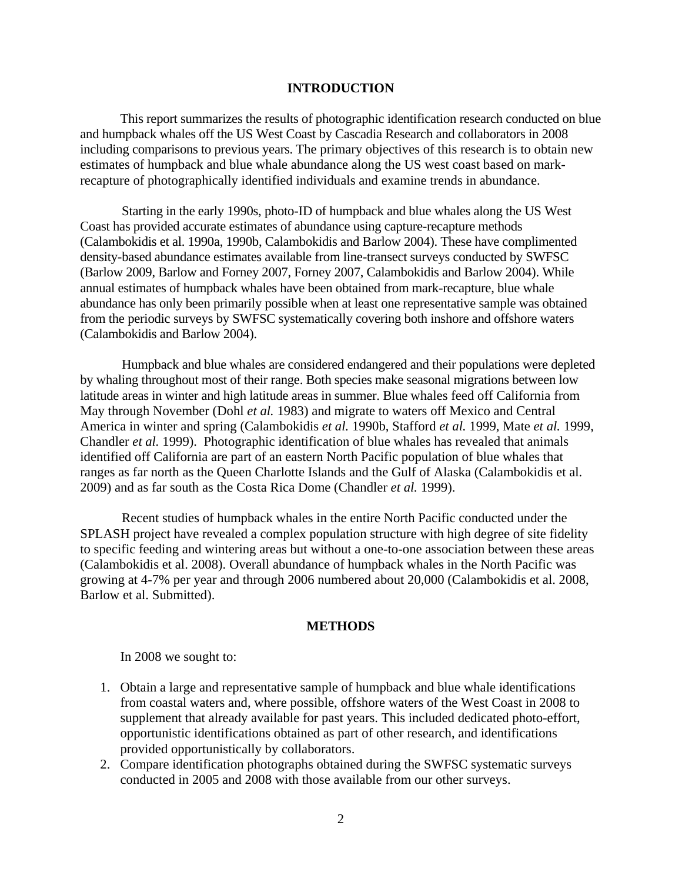## INTRODUCTION

This report summarizes the results of photographic identification research conducted on blue and humpback whales off the US West Coast by Cascadia Research and collaborators in 2008 including comparisons to previous years. The primary objectives of this research is to obtain new estimates of humpback and blue whale abundance along the US west coast based on mark-recapture of photographically identified individuals and examine trends in abundance.

Starting in the early 1990s, photo-ID of humpback and blue whales along the US West Coast has provided accurate estimates of abundance using capture-recapture methods (Calambokidis et al. 1990a, 1990b, Calambokidis and Barlow 2004). These have complimented density-based abundance estimates available from line-transect surveys conducted by SWFSC (Barlow 2009, Barlow and Forney 2007, Forney 2007, Calambokidis and Barlow 2004). While annual estimates of humpback whales have been obtained from mark-recapture, blue whale abundance has only been primarily possible when at least one representative sample was obtained from the periodic surveys by SWFSC systematically covering both inshore and offshore waters (Calambokidis and Barlow 2004).

Humpback and blue whales are considered endangered and their populations were depleted by whaling throughout most of their range. Both species make seasonal migrations between low latitude areas in winter and high latitude areas in summer. Blue whales feed off California from May through November (Dohl *et al.* 1983) and migrate to waters off Mexico and Central America in winter and spring (Calambokidis *et al.* 1990b, Stafford *et al.* 1999, Mate *et al.* 1999, Chandler *et al*. 1999). Photographic identification of blue whales has revealed that animals identified off California are part of an eastern North Pacific population of blue whales that ranges as far north as the Queen Charlotte Islands and the Gulf of Alaska (Calambokidis et al. 2009) and as far south as the Costa Rica Dome (Chandler *et al.* 1999).

Recent studies of humpback whales in the entire North Pacific conducted under the SPLASH project have revealed a complex population structure with high degree of site fidelity to specific feeding and wintering areas but without a one-to-one association between these areas (Calambokidis et al. 2008). Overall abundance of humpback whales in the North Pacific was growing at 4-7% per year and through 2006 numbered about 20,000 (Calambokidis et al. 2008, Barlow et al. Submitted).

## METHODS

In 2008 we sought to:

1. Obtain a large and representative sample of humpback and blue whale identifications from coastal waters and, where possible, offshore waters of the West Coast in 2008 to supplement that already available for past years. This included dedicated photo-effort, opportunistic identifications obtained as part of other research, and identifications provided opportunistically by collaborators.
2. Compare identification photographs obtained during the SWFSC systematic surveys conducted in 2005 and 2008 with those available from our other surveys.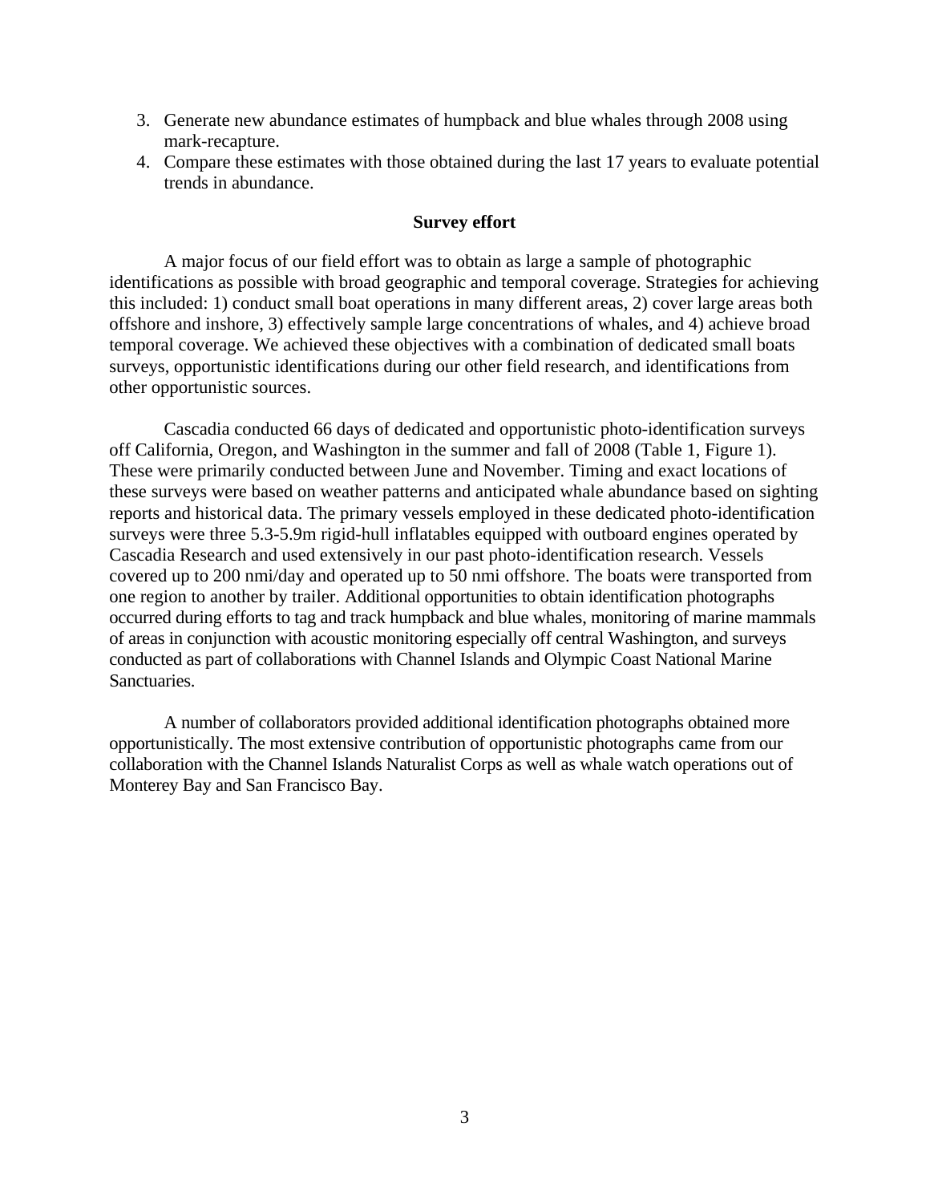3. Generate new abundance estimates of humpback and blue whales through 2008 using mark-recapture.
4. Compare these estimates with those obtained during the last 17 years to evaluate potential trends in abundance.

## Survey effort

A major focus of our field effort was to obtain as large a sample of photographic identifications as possible with broad geographic and temporal coverage. Strategies for achieving this included: 1) conduct small boat operations in many different areas, 2) cover large areas both offshore and inshore, 3) effectively sample large concentrations of whales, and 4) achieve broad temporal coverage. We achieved these objectives with a combination of dedicated small boats surveys, opportunistic identifications during our other field research, and identifications from other opportunistic sources.

Cascadia conducted 66 days of dedicated and opportunistic photo-identification surveys off California, Oregon, and Washington in the summer and fall of 2008 (Table 1, Figure 1). These were primarily conducted between June and November. Timing and exact locations of these surveys were based on weather patterns and anticipated whale abundance based on sighting reports and historical data. The primary vessels employed in these dedicated photo-identification surveys were three 5.3-5.9m rigid-hull inflatables equipped with outboard engines operated by Cascadia Research and used extensively in our past photo-identification research. Vessels covered up to 200 nmi/day and operated up to 50 nmi offshore. The boats were transported from one region to another by trailer. Additional opportunities to obtain identification photographs occurred during efforts to tag and track humpback and blue whales, monitoring of marine mammals of areas in conjunction with acoustic monitoring especially off central Washington, and surveys conducted as part of collaborations with Channel Islands and Olympic Coast National Marine Sanctuaries.

A number of collaborators provided additional identification photographs obtained more opportunistically. The most extensive contribution of opportunistic photographs came from our collaboration with the Channel Islands Naturalist Corps as well as whale watch operations out of Monterey Bay and San Francisco Bay.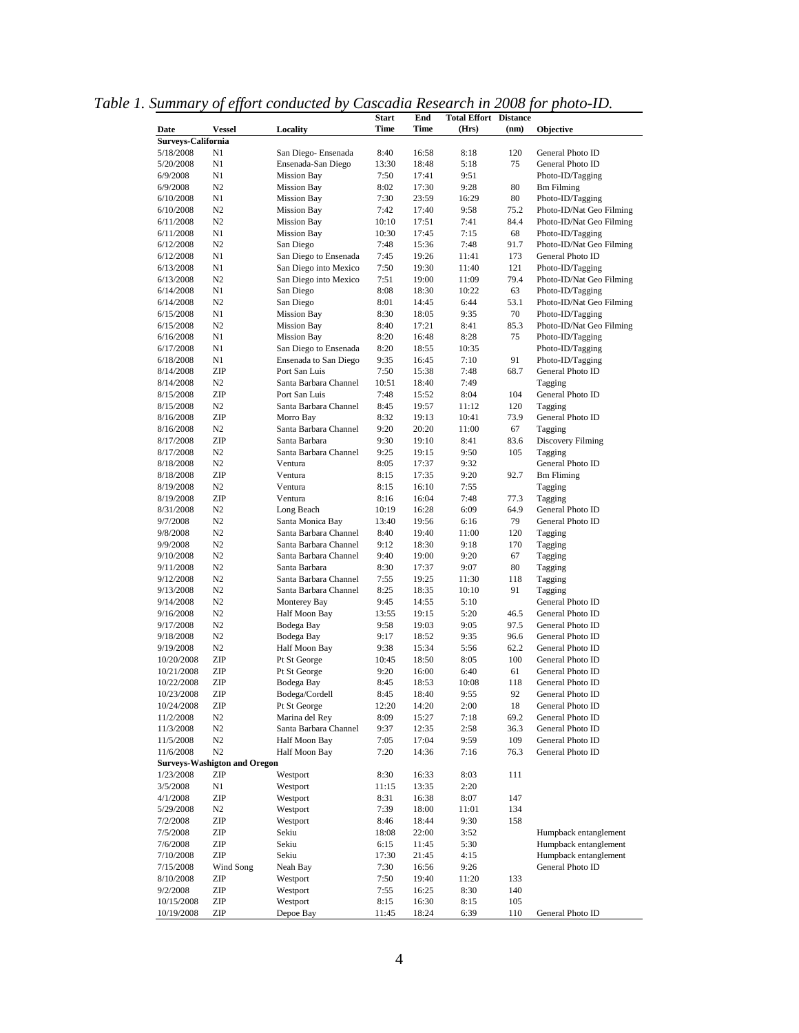*Table 1. Summary of effort conducted by Cascadia Research in 2008 for photo-ID.*

| Date | Vessel | Locality | Start Time | End Time | Total Effort (Hrs) | Distance (nm) | Objective |
|---|---|---|---|---|---|---|---|
| **Surveys-California** | | | | | | | |
| 5/18/2008 | N1 | San Diego- Ensenada | 8:40 | 16:58 | 8:18 | 120 | General Photo ID |
| 5/20/2008 | N1 | Ensenada-San Diego | 13:30 | 18:48 | 5:18 | 75 | General Photo ID |
| 6/9/2008 | N1 | Mission Bay | 7:50 | 17:41 | 9:51 | | Photo-ID/Tagging |
| 6/9/2008 | N2 | Mission Bay | 8:02 | 17:30 | 9:28 | 80 | Bm Filming |
| 6/10/2008 | N1 | Mission Bay | 7:30 | 23:59 | 16:29 | 80 | Photo-ID/Tagging |
| 6/10/2008 | N2 | Mission Bay | 7:42 | 17:40 | 9:58 | 75.2 | Photo-ID/Nat Geo Filming |
| 6/11/2008 | N2 | Mission Bay | 10:10 | 17:51 | 7:41 | 84.4 | Photo-ID/Nat Geo Filming |
| 6/11/2008 | N1 | Mission Bay | 10:30 | 17:45 | 7:15 | 68 | Photo-ID/Tagging |
| 6/12/2008 | N2 | San Diego | 7:48 | 15:36 | 7:48 | 91.7 | Photo-ID/Nat Geo Filming |
| 6/12/2008 | N1 | San Diego to Ensenada | 7:45 | 19:26 | 11:41 | 173 | General Photo ID |
| 6/13/2008 | N1 | San Diego into Mexico | 7:50 | 19:30 | 11:40 | 121 | Photo-ID/Tagging |
| 6/13/2008 | N2 | San Diego into Mexico | 7:51 | 19:00 | 11:09 | 79.4 | Photo-ID/Nat Geo Filming |
| 6/14/2008 | N1 | San Diego | 8:08 | 18:30 | 10:22 | 63 | Photo-ID/Tagging |
| 6/14/2008 | N2 | San Diego | 8:01 | 14:45 | 6:44 | 53.1 | Photo-ID/Nat Geo Filming |
| 6/15/2008 | N1 | Mission Bay | 8:30 | 18:05 | 9:35 | 70 | Photo-ID/Tagging |
| 6/15/2008 | N2 | Mission Bay | 8:40 | 17:21 | 8:41 | 85.3 | Photo-ID/Nat Geo Filming |
| 6/16/2008 | N1 | Mission Bay | 8:20 | 16:48 | 8:28 | 75 | Photo-ID/Tagging |
| 6/17/2008 | N1 | San Diego to Ensenada | 8:20 | 18:55 | 10:35 | | Photo-ID/Tagging |
| 6/18/2008 | N1 | Ensenada to San Diego | 9:35 | 16:45 | 7:10 | 91 | Photo-ID/Tagging |
| 8/14/2008 | ZIP | Port San Luis | 7:50 | 15:38 | 7:48 | 68.7 | General Photo ID |
| 8/14/2008 | N2 | Santa Barbara Channel | 10:51 | 18:40 | 7:49 | | Tagging |
| 8/15/2008 | ZIP | Port San Luis | 7:48 | 15:52 | 8:04 | 104 | General Photo ID |
| 8/15/2008 | N2 | Santa Barbara Channel | 8:45 | 19:57 | 11:12 | 120 | Tagging |
| 8/16/2008 | ZIP | Morro Bay | 8:32 | 19:13 | 10:41 | 73.9 | General Photo ID |
| 8/16/2008 | N2 | Santa Barbara Channel | 9:20 | 20:20 | 11:00 | 67 | Tagging |
| 8/17/2008 | ZIP | Santa Barbara | 9:30 | 19:10 | 8:41 | 83.6 | Discovery Filming |
| 8/17/2008 | N2 | Santa Barbara Channel | 9:25 | 19:15 | 9:50 | 105 | Tagging |
| 8/18/2008 | N2 | Ventura | 8:05 | 17:37 | 9:32 | | General Photo ID |
| 8/18/2008 | ZIP | Ventura | 8:15 | 17:35 | 9:20 | 92.7 | Bm Fliming |
| 8/19/2008 | N2 | Ventura | 8:15 | 16:10 | 7:55 | | Tagging |
| 8/19/2008 | ZIP | Ventura | 8:16 | 16:04 | 7:48 | 77.3 | Tagging |
| 8/31/2008 | N2 | Long Beach | 10:19 | 16:28 | 6:09 | 64.9 | General Photo ID |
| 9/7/2008 | N2 | Santa Monica Bay | 13:40 | 19:56 | 6:16 | 79 | General Photo ID |
| 9/8/2008 | N2 | Santa Barbara Channel | 8:40 | 19:40 | 11:00 | 120 | Tagging |
| 9/9/2008 | N2 | Santa Barbara Channel | 9:12 | 18:30 | 9:18 | 170 | Tagging |
| 9/10/2008 | N2 | Santa Barbara Channel | 9:40 | 19:00 | 9:20 | 67 | Tagging |
| 9/11/2008 | N2 | Santa Barbara | 8:30 | 17:37 | 9:07 | 80 | Tagging |
| 9/12/2008 | N2 | Santa Barbara Channel | 7:55 | 19:25 | 11:30 | 118 | Tagging |
| 9/13/2008 | N2 | Santa Barbara Channel | 8:25 | 18:35 | 10:10 | 91 | Tagging |
| 9/14/2008 | N2 | Monterey Bay | 9:45 | 14:55 | 5:10 | | General Photo ID |
| 9/16/2008 | N2 | Half Moon Bay | 13:55 | 19:15 | 5:20 | 46.5 | General Photo ID |
| 9/17/2008 | N2 | Bodega Bay | 9:58 | 19:03 | 9:05 | 97.5 | General Photo ID |
| 9/18/2008 | N2 | Bodega Bay | 9:17 | 18:52 | 9:35 | 96.6 | General Photo ID |
| 9/19/2008 | N2 | Half Moon Bay | 9:38 | 15:34 | 5:56 | 62.2 | General Photo ID |
| 10/20/2008 | ZIP | Pt St George | 10:45 | 18:50 | 8:05 | 100 | General Photo ID |
| 10/21/2008 | ZIP | Pt St George | 9:20 | 16:00 | 6:40 | 61 | General Photo ID |
| 10/22/2008 | ZIP | Bodega Bay | 8:45 | 18:53 | 10:08 | 118 | General Photo ID |
| 10/23/2008 | ZIP | Bodega/Cordell | 8:45 | 18:40 | 9:55 | 92 | General Photo ID |
| 10/24/2008 | ZIP | Pt St George | 12:20 | 14:20 | 2:00 | 18 | General Photo ID |
| 11/2/2008 | N2 | Marina del Rey | 8:09 | 15:27 | 7:18 | 69.2 | General Photo ID |
| 11/3/2008 | N2 | Santa Barbara Channel | 9:37 | 12:35 | 2:58 | 36.3 | General Photo ID |
| 11/5/2008 | N2 | Half Moon Bay | 7:05 | 17:04 | 9:59 | 109 | General Photo ID |
| 11/6/2008 | N2 | Half Moon Bay | 7:20 | 14:36 | 7:16 | 76.3 | General Photo ID |
| **Surveys-Washigton and Oregon** | | | | | | | |
| 1/23/2008 | ZIP | Westport | 8:30 | 16:33 | 8:03 | 111 | |
| 3/5/2008 | N1 | Westport | 11:15 | 13:35 | 2:20 | | |
| 4/1/2008 | ZIP | Westport | 8:31 | 16:38 | 8:07 | 147 | |
| 5/29/2008 | N2 | Westport | 7:39 | 18:00 | 11:01 | 134 | |
| 7/2/2008 | ZIP | Westport | 8:46 | 18:44 | 9:30 | 158 | |
| 7/5/2008 | ZIP | Sekiu | 18:08 | 22:00 | 3:52 | | Humpback entanglement |
| 7/6/2008 | ZIP | Sekiu | 6:15 | 11:45 | 5:30 | | Humpback entanglement |
| 7/10/2008 | ZIP | Sekiu | 17:30 | 21:45 | 4:15 | | Humpback entanglement |
| 7/15/2008 | Wind Song | Neah Bay | 7:30 | 16:56 | 9:26 | | General Photo ID |
| 8/10/2008 | ZIP | Westport | 7:50 | 19:40 | 11:20 | 133 | |
| 9/2/2008 | ZIP | Westport | 7:55 | 16:25 | 8:30 | 140 | |
| 10/15/2008 | ZIP | Westport | 8:15 | 16:30 | 8:15 | 105 | |
| 10/19/2008 | ZIP | Depoe Bay | 11:45 | 18:24 | 6:39 | 110 | General Photo ID |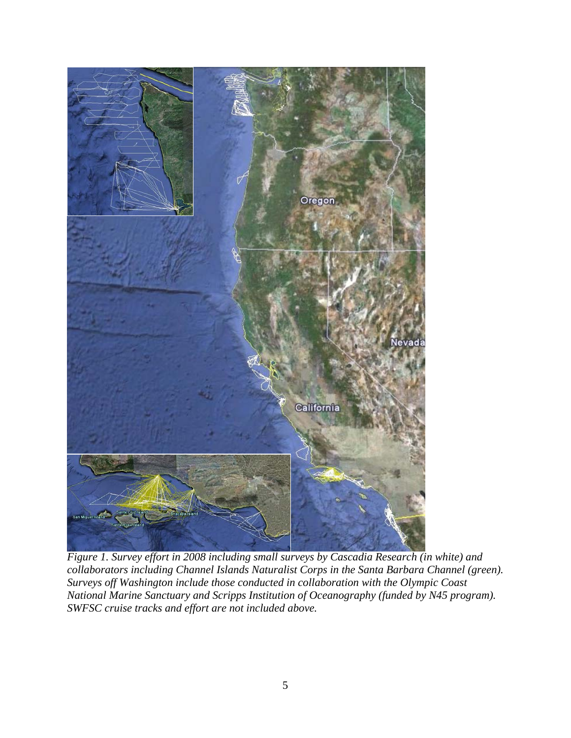*Figure 1. Survey effort in 2008 including small surveys by Cascadia Research (in white) and collaborators including Channel Islands Naturalist Corps in the Santa Barbara Channel (green). Surveys off Washington include those conducted in collaboration with the Olympic Coast National Marine Sanctuary and Scripps Institution of Oceanography (funded by N45 program). SWFSC cruise tracks and effort are not included above.*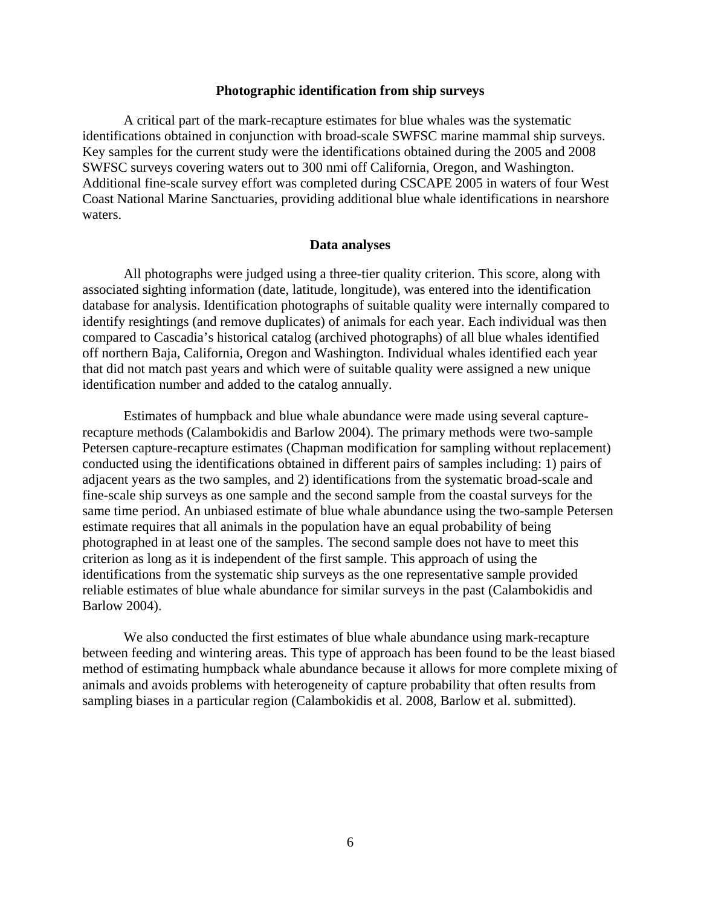## Photographic identification from ship surveys

A critical part of the mark-recapture estimates for blue whales was the systematic identifications obtained in conjunction with broad-scale SWFSC marine mammal ship surveys. Key samples for the current study were the identifications obtained during the 2005 and 2008 SWFSC surveys covering waters out to 300 nmi off California, Oregon, and Washington. Additional fine-scale survey effort was completed during CSCAPE 2005 in waters of four West Coast National Marine Sanctuaries, providing additional blue whale identifications in nearshore waters.

## Data analyses

All photographs were judged using a three-tier quality criterion. This score, along with associated sighting information (date, latitude, longitude), was entered into the identification database for analysis. Identification photographs of suitable quality were internally compared to identify resightings (and remove duplicates) of animals for each year. Each individual was then compared to Cascadia's historical catalog (archived photographs) of all blue whales identified off northern Baja, California, Oregon and Washington. Individual whales identified each year that did not match past years and which were of suitable quality were assigned a new unique identification number and added to the catalog annually.

Estimates of humpback and blue whale abundance were made using several capture-recapture methods (Calambokidis and Barlow 2004). The primary methods were two-sample Petersen capture-recapture estimates (Chapman modification for sampling without replacement) conducted using the identifications obtained in different pairs of samples including: 1) pairs of adjacent years as the two samples, and 2) identifications from the systematic broad-scale and fine-scale ship surveys as one sample and the second sample from the coastal surveys for the same time period. An unbiased estimate of blue whale abundance using the two-sample Petersen estimate requires that all animals in the population have an equal probability of being photographed in at least one of the samples. The second sample does not have to meet this criterion as long as it is independent of the first sample. This approach of using the identifications from the systematic ship surveys as the one representative sample provided reliable estimates of blue whale abundance for similar surveys in the past (Calambokidis and Barlow 2004).

We also conducted the first estimates of blue whale abundance using mark-recapture between feeding and wintering areas. This type of approach has been found to be the least biased method of estimating humpback whale abundance because it allows for more complete mixing of animals and avoids problems with heterogeneity of capture probability that often results from sampling biases in a particular region (Calambokidis et al. 2008, Barlow et al. submitted).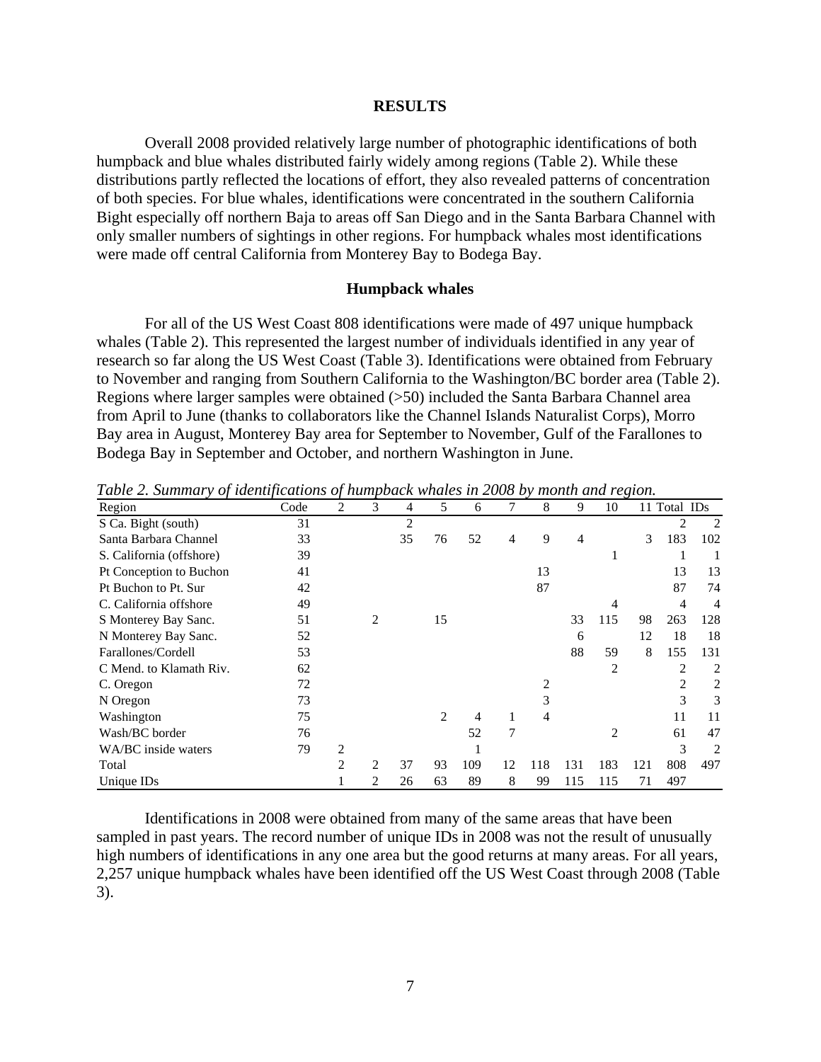## RESULTS

Overall 2008 provided relatively large number of photographic identifications of both humpback and blue whales distributed fairly widely among regions (Table 2). While these distributions partly reflected the locations of effort, they also revealed patterns of concentration of both species. For blue whales, identifications were concentrated in the southern California Bight especially off northern Baja to areas off San Diego and in the Santa Barbara Channel with only smaller numbers of sightings in other regions. For humpback whales most identifications were made off central California from Monterey Bay to Bodega Bay.

### Humpback whales

For all of the US West Coast 808 identifications were made of 497 unique humpback whales (Table 2). This represented the largest number of individuals identified in any year of research so far along the US West Coast (Table 3). Identifications were obtained from February to November and ranging from Southern California to the Washington/BC border area (Table 2). Regions where larger samples were obtained (>50) included the Santa Barbara Channel area from April to June (thanks to collaborators like the Channel Islands Naturalist Corps), Morro Bay area in August, Monterey Bay area for September to November, Gulf of the Farallones to Bodega Bay in September and October, and northern Washington in June.

*Table 2. Summary of identifications of humpback whales in 2008 by month and region.*

| Region | Code | 2 | 3 | 4 | 5 | 6 | 7 | 8 | 9 | 10 | 11 | Total | IDs |
|---|---|---|---|---|---|---|---|---|---|---|---|---|---|
| S Ca. Bight (south) | 31 | | | 2 | | | | | | | | 2 | 2 |
| Santa Barbara Channel | 33 | | | 35 | 76 | 52 | 4 | 9 | 4 | | 3 | 183 | 102 |
| S. California (offshore) | 39 | | | | | | | | | 1 | | 1 | 1 |
| Pt Conception to Buchon | 41 | | | | | | | 13 | | | | 13 | 13 |
| Pt Buchon to Pt. Sur | 42 | | | | | | | 87 | | | | 87 | 74 |
| C. California offshore | 49 | | | | | | | | | 4 | | 4 | 4 |
| S Monterey Bay Sanc. | 51 | | 2 | | 15 | | | | 33 | 115 | 98 | 263 | 128 |
| N Monterey Bay Sanc. | 52 | | | | | | | | 6 | | 12 | 18 | 18 |
| Farallones/Cordell | 53 | | | | | | | | 88 | 59 | 8 | 155 | 131 |
| C Mend. to Klamath Riv. | 62 | | | | | | | | | 2 | | 2 | 2 |
| C. Oregon | 72 | | | | | | | 2 | | | | 2 | 2 |
| N Oregon | 73 | | | | | | | 3 | | | | 3 | 3 |
| Washington | 75 | | | | 2 | 4 | 1 | 4 | | | | 11 | 11 |
| Wash/BC border | 76 | | | | | 52 | 7 | | | 2 | | 61 | 47 |
| WA/BC inside waters | 79 | 2 | | | | 1 | | | | | | 3 | 2 |
| Total | | 2 | 2 | 37 | 93 | 109 | 12 | 118 | 131 | 183 | 121 | 808 | 497 |
| Unique IDs | | 1 | 2 | 26 | 63 | 89 | 8 | 99 | 115 | 115 | 71 | 497 | |

Identifications in 2008 were obtained from many of the same areas that have been sampled in past years. The record number of unique IDs in 2008 was not the result of unusually high numbers of identifications in any one area but the good returns at many areas. For all years, 2,257 unique humpback whales have been identified off the US West Coast through 2008 (Table 3).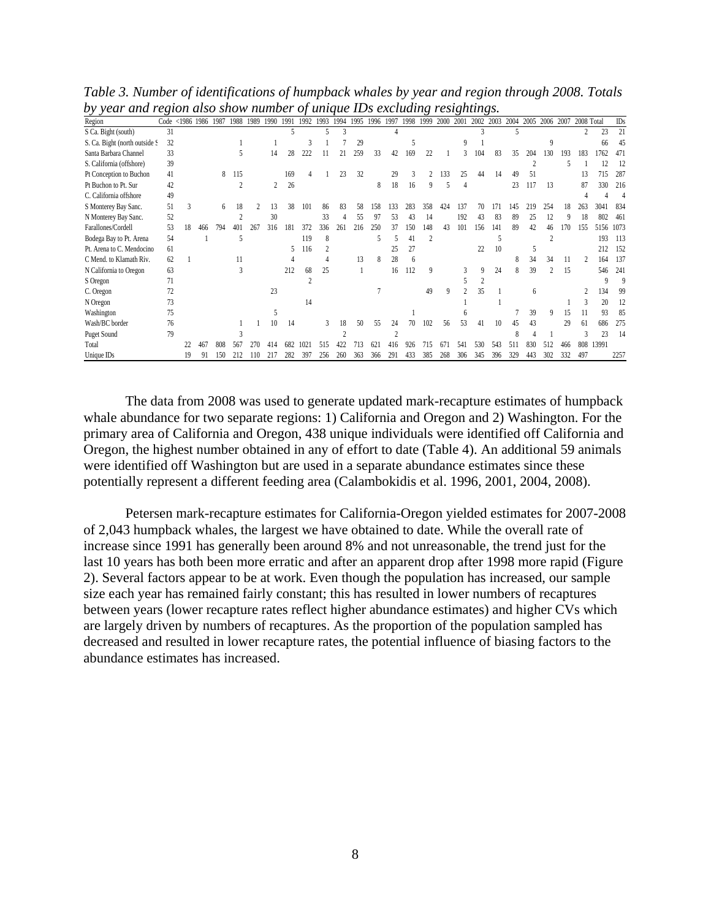*Table 3. Number of identifications of humpback whales by year and region through 2008. Totals by year and region also show number of unique IDs excluding resightings.*

| Region | Code | <1986 | 1986 | 1987 | 1988 | 1989 | 1990 | 1991 | 1992 | 1993 | 1994 | 1995 | 1996 | 1997 | 1998 | 1999 | 2000 | 2001 | 2002 | 2003 | 2004 | 2005 | 2006 | 2007 | 2008 | Total | IDs |
|---|---|---|---|---|---|---|---|---|---|---|---|---|---|---|---|---|---|---|---|---|---|---|---|---|---|---|---|
| S Ca. Bight (south) | 31 | | | | | | | 5 | | 5 | 3 | | | 4 | | | | | 3 | | 5 | | | | 2 | 23 | 21 |
| S. Ca. Bight (north outside S | 32 | | | | 1 | | 1 | | 3 | 1 | 7 | 29 | | | 5 | | | 9 | 1 | | | | 9 | | | 66 | 45 |
| Santa Barbara Channel | 33 | | | | 5 | | 14 | 28 | 222 | 11 | 21 | 259 | 33 | 42 | 169 | 22 | 1 | 3 | 104 | 83 | 35 | 204 | 130 | 193 | 183 | 1762 | 471 |
| S. California (offshore) | 39 | | | | | | | | | | | | | | | | | | | | | 2 | | 5 | 1 | 12 | 12 |
| Pt Conception to Buchon | 41 | | | 8 | 115 | | | 169 | 4 | 1 | 23 | 32 | | 29 | 3 | 2 | 133 | 25 | 44 | 14 | 49 | 51 | | | 13 | 715 | 287 |
| Pt Buchon to Pt. Sur | 42 | | | | 2 | | 2 | 26 | | | | | 8 | 18 | 16 | 9 | 5 | 4 | | | 23 | 117 | 13 | | 87 | 330 | 216 |
| C. California offshore | 49 | | | | | | | | | | | | | | | | | | | | | | | | 4 | 4 | 4 |
| S Monterey Bay Sanc. | 51 | 3 | | 6 | 18 | 2 | 13 | 38 | 101 | 86 | 83 | 58 | 158 | 133 | 283 | 358 | 424 | 137 | 70 | 171 | 145 | 219 | 254 | 18 | 263 | 3041 | 834 |
| N Monterey Bay Sanc. | 52 | | | | 2 | | 30 | | | 33 | 4 | 55 | 97 | 53 | 43 | 14 | | 192 | 43 | 83 | 89 | 25 | 12 | 9 | 18 | 802 | 461 |
| Farallones/Cordell | 53 | 18 | 466 | 794 | 401 | 267 | 316 | 181 | 372 | 336 | 261 | 216 | 250 | 37 | 150 | 148 | 43 | 101 | 156 | 141 | 89 | 42 | 46 | 170 | 155 | 5156 | 1073 |
| Bodega Bay to Pt. Arena | 54 | | 1 | | 5 | | | | 119 | 8 | | | 5 | 5 | 41 | 2 | | | | 5 | | | 2 | | | 193 | 113 |
| Pt. Arena to C. Mendocino | 61 | | | | | | | 5 | 116 | 2 | | | | 25 | 27 | | | | 22 | 10 | | 5 | | | | 212 | 152 |
| C Mend. to Klamath Riv. | 62 | 1 | | | 11 | | | 4 | | 4 | | 13 | 8 | 28 | 6 | | | | | | 8 | 34 | 34 | 11 | 2 | 164 | 137 |
| N California to Oregon | 63 | | | | 3 | | | 212 | 68 | 25 | | 1 | | 16 | 112 | 9 | | 3 | 9 | 24 | 8 | 39 | 2 | 15 | | 546 | 241 |
| S Oregon | 71 | | | | | | | | 2 | | | | | | | | | 5 | 2 | | | | | | | 9 | 9 |
| C. Oregon | 72 | | | | | | 23 | | | | | | 7 | | | 49 | 9 | 2 | 35 | 1 | | 6 | | | 2 | 134 | 99 |
| N Oregon | 73 | | | | | | | | 14 | | | | | | | | | 1 | | 1 | | | | 1 | 3 | 20 | 12 |
| Washington | 75 | | | | | | 5 | | | | | | | | 1 | | | 6 | | | 7 | 39 | 9 | 15 | 11 | 93 | 85 |
| Wash/BC border | 76 | | | | 1 | 1 | 10 | 14 | | 3 | 18 | 50 | 55 | 24 | 70 | 102 | 56 | 53 | 41 | 10 | 45 | 43 | | 29 | 61 | 686 | 275 |
| Puget Sound | 79 | | | | 3 | | | | | | 2 | | | 2 | | | | | | | 8 | 4 | 1 | | 3 | 23 | 14 |
| Total | | 22 | 467 | 808 | 567 | 270 | 414 | 682 | 1021 | 515 | 422 | 713 | 621 | 416 | 926 | 715 | 671 | 541 | 530 | 543 | 511 | 830 | 512 | 466 | 808 | 13991 | |
| Unique IDs | | 19 | 91 | 150 | 212 | 110 | 217 | 282 | 397 | 256 | 260 | 363 | 366 | 291 | 433 | 385 | 268 | 306 | 345 | 396 | 329 | 443 | 302 | 332 | 497 | | 2257 |

The data from 2008 was used to generate updated mark-recapture estimates of humpback whale abundance for two separate regions: 1) California and Oregon and 2) Washington. For the primary area of California and Oregon, 438 unique individuals were identified off California and Oregon, the highest number obtained in any of effort to date (Table 4). An additional 59 animals were identified off Washington but are used in a separate abundance estimates since these potentially represent a different feeding area (Calambokidis et al. 1996, 2001, 2004, 2008).

Petersen mark-recapture estimates for California-Oregon yielded estimates for 2007-2008 of 2,043 humpback whales, the largest we have obtained to date. While the overall rate of increase since 1991 has generally been around 8% and not unreasonable, the trend just for the last 10 years has both been more erratic and after an apparent drop after 1998 more rapid (Figure 2). Several factors appear to be at work. Even though the population has increased, our sample size each year has remained fairly constant; this has resulted in lower numbers of recaptures between years (lower recapture rates reflect higher abundance estimates) and higher CVs which are largely driven by numbers of recaptures. As the proportion of the population sampled has decreased and resulted in lower recapture rates, the potential influence of biasing factors to the abundance estimates has increased.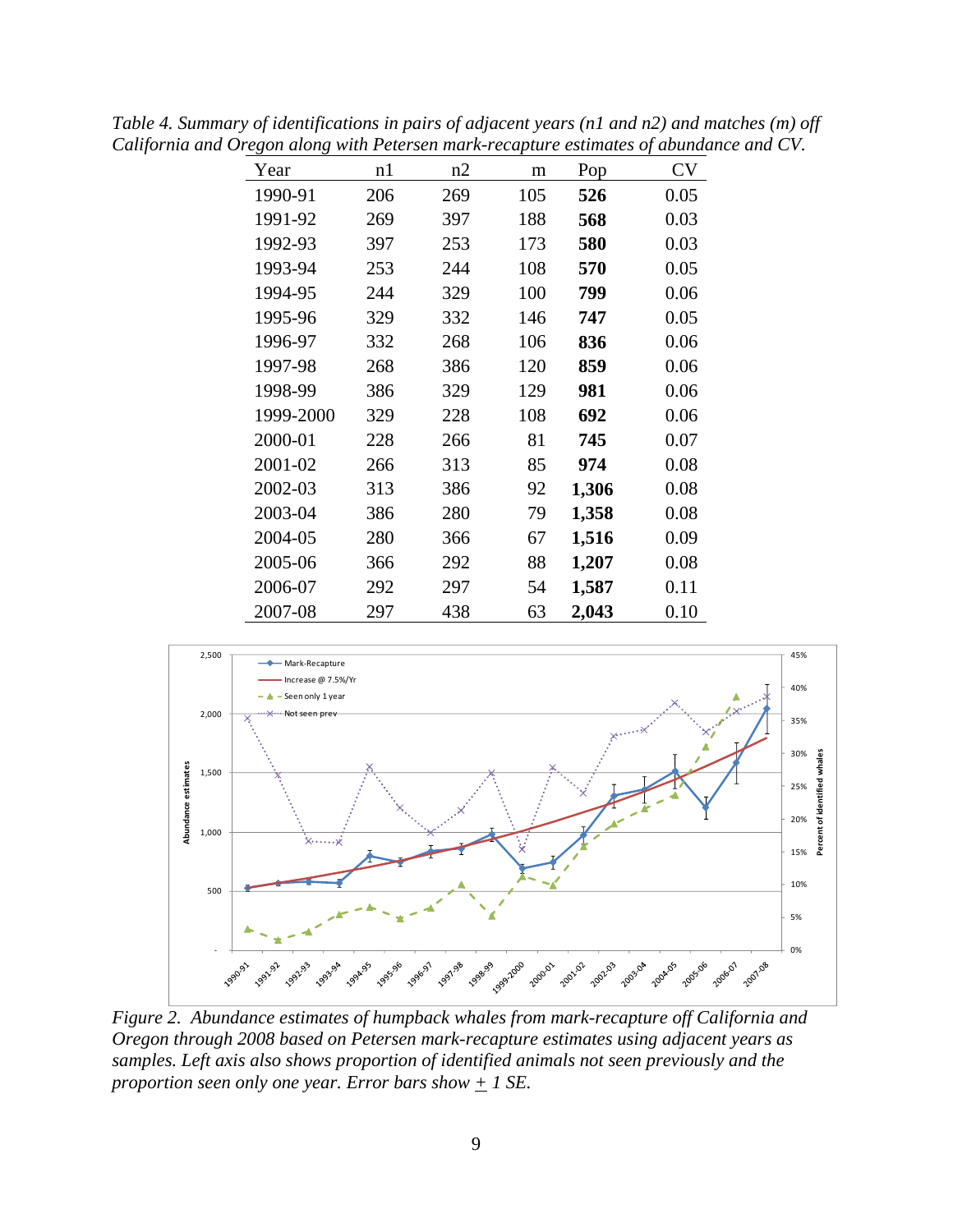*Table 4. Summary of identifications in pairs of adjacent years (n1 and n2) and matches (m) off California and Oregon along with Petersen mark-recapture estimates of abundance and CV.*

| Year | n1 | n2 | m | Pop | CV |
|---|---|---|---|---|---|
| 1990-91 | 206 | 269 | 105 | **526** | 0.05 |
| 1991-92 | 269 | 397 | 188 | **568** | 0.03 |
| 1992-93 | 397 | 253 | 173 | **580** | 0.03 |
| 1993-94 | 253 | 244 | 108 | **570** | 0.05 |
| 1994-95 | 244 | 329 | 100 | **799** | 0.06 |
| 1995-96 | 329 | 332 | 146 | **747** | 0.05 |
| 1996-97 | 332 | 268 | 106 | **836** | 0.06 |
| 1997-98 | 268 | 386 | 120 | **859** | 0.06 |
| 1998-99 | 386 | 329 | 129 | **981** | 0.06 |
| 1999-2000 | 329 | 228 | 108 | **692** | 0.06 |
| 2000-01 | 228 | 266 | 81 | **745** | 0.07 |
| 2001-02 | 266 | 313 | 85 | **974** | 0.08 |
| 2002-03 | 313 | 386 | 92 | **1,306** | 0.08 |
| 2003-04 | 386 | 280 | 79 | **1,358** | 0.08 |
| 2004-05 | 280 | 366 | 67 | **1,516** | 0.09 |
| 2005-06 | 366 | 292 | 88 | **1,207** | 0.08 |
| 2006-07 | 292 | 297 | 54 | **1,587** | 0.11 |
| 2007-08 | 297 | 438 | 63 | **2,043** | 0.10 |

*Figure 2. Abundance estimates of humpback whales from mark-recapture off California and Oregon through 2008 based on Petersen mark-recapture estimates using adjacent years as samples. Left axis also shows proportion of identified animals not seen previously and the proportion seen only one year. Error bars show ± 1 SE.*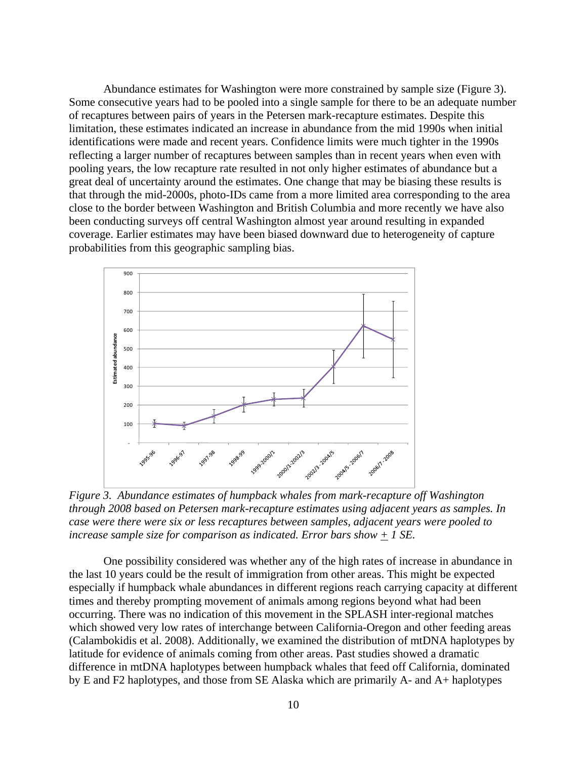Abundance estimates for Washington were more constrained by sample size (Figure 3). Some consecutive years had to be pooled into a single sample for there to be an adequate number of recaptures between pairs of years in the Petersen mark-recapture estimates. Despite this limitation, these estimates indicated an increase in abundance from the mid 1990s when initial identifications were made and recent years. Confidence limits were much tighter in the 1990s reflecting a larger number of recaptures between samples than in recent years when even with pooling years, the low recapture rate resulted in not only higher estimates of abundance but a great deal of uncertainty around the estimates. One change that may be biasing these results is that through the mid-2000s, photo-IDs came from a more limited area corresponding to the area close to the border between Washington and British Columbia and more recently we have also been conducting surveys off central Washington almost year around resulting in expanded coverage. Earlier estimates may have been biased downward due to heterogeneity of capture probabilities from this geographic sampling bias.

*Figure 3. Abundance estimates of humpback whales from mark-recapture off Washington through 2008 based on Petersen mark-recapture estimates using adjacent years as samples. In case were there were six or less recaptures between samples, adjacent years were pooled to increase sample size for comparison as indicated. Error bars show ± 1 SE.*

One possibility considered was whether any of the high rates of increase in abundance in the last 10 years could be the result of immigration from other areas. This might be expected especially if humpback whale abundances in different regions reach carrying capacity at different times and thereby prompting movement of animals among regions beyond what had been occurring. There was no indication of this movement in the SPLASH inter-regional matches which showed very low rates of interchange between California-Oregon and other feeding areas (Calambokidis et al. 2008). Additionally, we examined the distribution of mtDNA haplotypes by latitude for evidence of animals coming from other areas. Past studies showed a dramatic difference in mtDNA haplotypes between humpback whales that feed off California, dominated by E and F2 haplotypes, and those from SE Alaska which are primarily A- and A+ haplotypes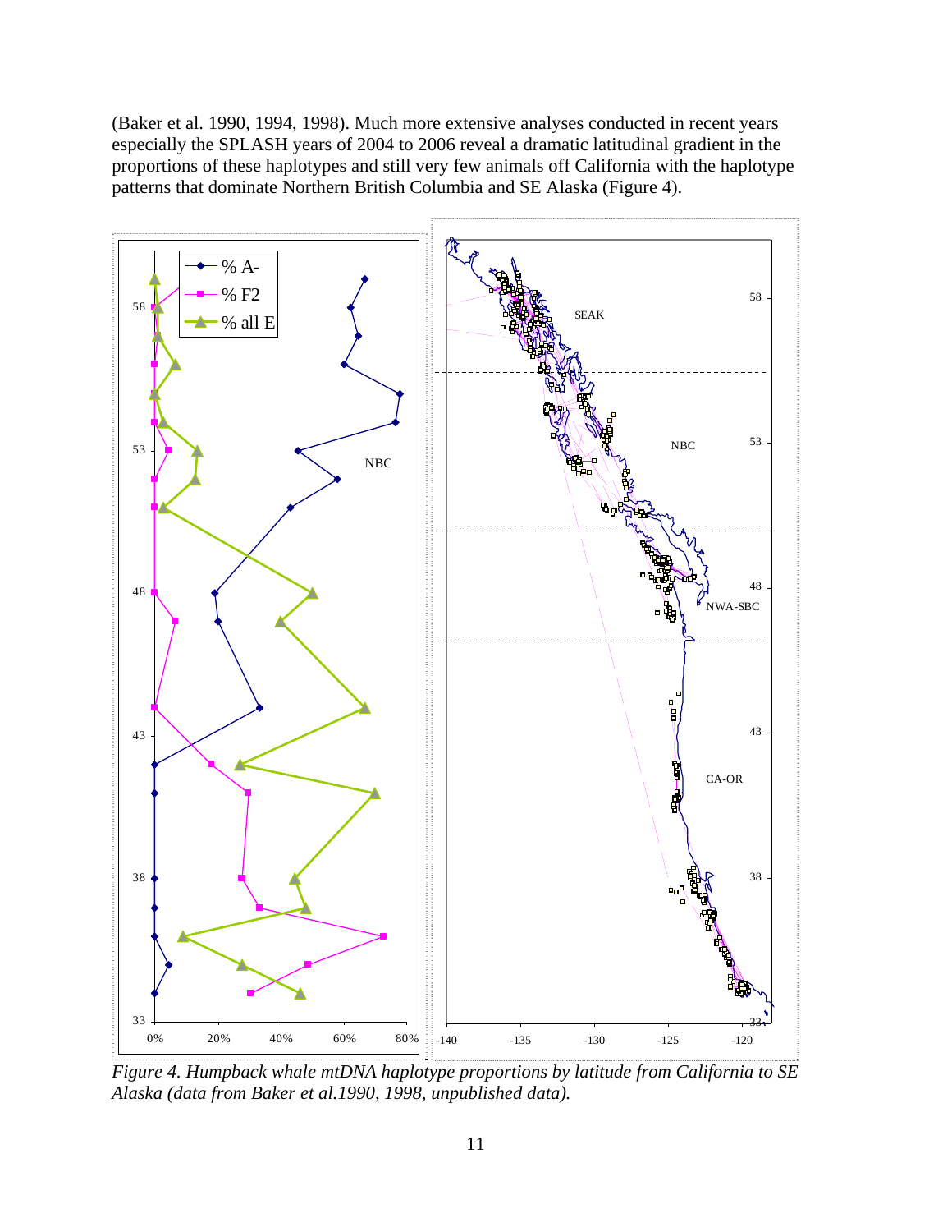(Baker et al. 1990, 1994, 1998). Much more extensive analyses conducted in recent years especially the SPLASH years of 2004 to 2006 reveal a dramatic latitudinal gradient in the proportions of these haplotypes and still very few animals off California with the haplotype patterns that dominate Northern British Columbia and SE Alaska (Figure 4).

*Figure 4. Humpback whale mtDNA haplotype proportions by latitude from California to SE Alaska (data from Baker et al.1990, 1998, unpublished data).*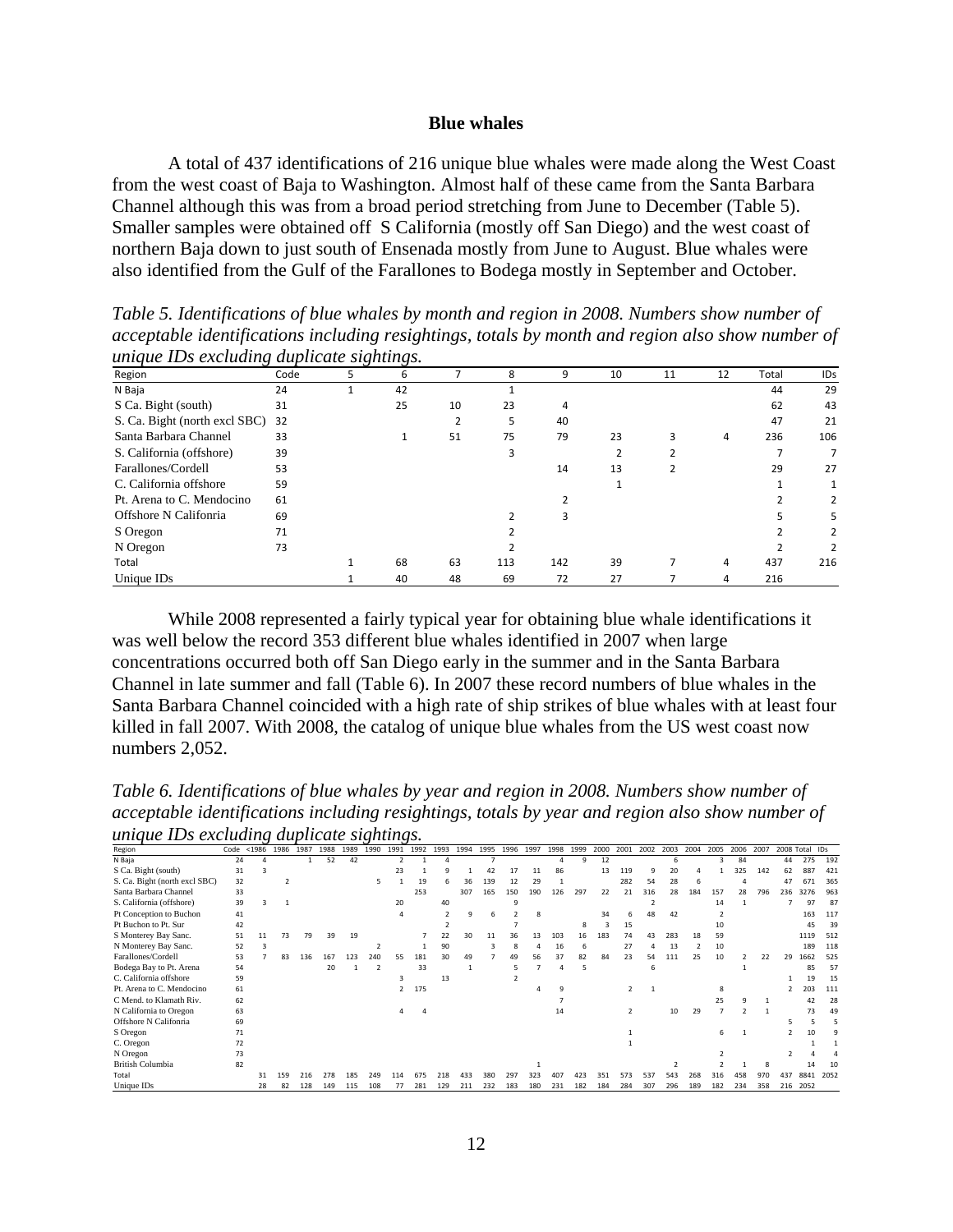### Blue whales

A total of 437 identifications of 216 unique blue whales were made along the West Coast from the west coast of Baja to Washington. Almost half of these came from the Santa Barbara Channel although this was from a broad period stretching from June to December (Table 5). Smaller samples were obtained off S California (mostly off San Diego) and the west coast of northern Baja down to just south of Ensenada mostly from June to August. Blue whales were also identified from the Gulf of the Farallones to Bodega mostly in September and October.

*Table 5. Identifications of blue whales by month and region in 2008. Numbers show number of acceptable identifications including resightings, totals by month and region also show number of unique IDs excluding duplicate sightings.*

| Region | Code | 5 | 6 | 7 | 8 | 9 | 10 | 11 | 12 | Total | IDs |
|---|---|---|---|---|---|---|---|---|---|---|---|
| N Baja | 24 | 1 | 42 | | 1 | | | | | 44 | 29 |
| S Ca. Bight (south) | 31 | | 25 | 10 | 23 | 4 | | | | 62 | 43 |
| S. Ca. Bight (north excl SBC) | 32 | | | 2 | 5 | 40 | | | | 47 | 21 |
| Santa Barbara Channel | 33 | | 1 | 51 | 75 | 79 | 23 | 3 | 4 | 236 | 106 |
| S. California (offshore) | 39 | | | | 3 | | 2 | 2 | | 7 | 7 |
| Farallones/Cordell | 53 | | | | | 14 | 13 | 2 | | 29 | 27 |
| C. California offshore | 59 | | | | | | 1 | | | 1 | 1 |
| Pt. Arena to C. Mendocino | 61 | | | | | 2 | | | | 2 | 2 |
| Offshore N Califonria | 69 | | | | 2 | 3 | | | | 5 | 5 |
| S Oregon | 71 | | | | 2 | | | | | 2 | 2 |
| N Oregon | 73 | | | | 2 | | | | | 2 | 2 |
| Total | | 1 | 68 | 63 | 113 | 142 | 39 | 7 | 4 | 437 | 216 |
| Unique IDs | | 1 | 40 | 48 | 69 | 72 | 27 | 7 | 4 | 216 | |

While 2008 represented a fairly typical year for obtaining blue whale identifications it was well below the record 353 different blue whales identified in 2007 when large concentrations occurred both off San Diego early in the summer and in the Santa Barbara Channel in late summer and fall (Table 6). In 2007 these record numbers of blue whales in the Santa Barbara Channel coincided with a high rate of ship strikes of blue whales with at least four killed in fall 2007. With 2008, the catalog of unique blue whales from the US west coast now numbers 2,052.

*Table 6. Identifications of blue whales by year and region in 2008. Numbers show number of acceptable identifications including resightings, totals by year and region also show number of unique IDs excluding duplicate sightings.*

| Region | Code | <1986 | 1986 | 1987 | 1988 | 1989 | 1990 | 1991 | 1992 | 1993 | 1994 | 1995 | 1996 | 1997 | 1998 | 1999 | 2000 | 2001 | 2002 | 2003 | 2004 | 2005 | 2006 | 2007 | 2008 | Total | IDs |
|---|---|---|---|---|---|---|---|---|---|---|---|---|---|---|---|---|---|---|---|---|---|---|---|---|---|---|---|
| N Baja | 24 | 4 | | 1 | 52 | 42 | | 2 | 1 | 4 | | 7 | | | 4 | 9 | 12 | | | 6 | | 3 | 84 | | 44 | 275 | 192 |
| S Ca. Bight (south) | 31 | 3 | | | | | | 23 | 1 | 9 | 1 | 42 | 17 | 11 | 86 | | 13 | 119 | 9 | 20 | 4 | 1 | 325 | 142 | 62 | 887 | 421 |
| S. Ca. Bight (north excl SBC) | 32 | | 2 | | | | 5 | 1 | 19 | 6 | 36 | 139 | 12 | 29 | 1 | | | 282 | 54 | 28 | 6 | | 4 | | 47 | 671 | 365 |
| Santa Barbara Channel | 33 | | | | | | | | 253 | | 307 | 165 | 150 | 190 | 126 | 297 | 22 | 21 | 316 | 28 | 184 | 157 | 28 | 796 | 236 | 3276 | 963 |
| S. California (offshore) | 39 | 3 | 1 | | | | | 20 | | 40 | | | | | | | | | | | | 14 | 1 | | 7 | 97 | 87 |
| Pt Conception to Buchon | 41 | | | | | | | 4 | | 2 | 9 | 6 | 2 | 8 | | | 34 | 6 | 48 | 42 | | 2 | | | | 163 | 117 |
| Pt Buchon to Pt. Sur | 42 | | | | | | | | | 2 | | | 7 | | | 8 | 3 | 15 | | | | 10 | | | | 45 | 39 |
| S Monterey Bay Sanc. | 51 | 11 | 73 | 79 | 39 | 19 | | | 7 | 22 | 30 | 11 | 36 | 13 | 103 | 16 | 183 | 74 | 43 | 283 | 18 | 59 | | | | 1119 | 512 |
| N Monterey Bay Sanc. | 52 | 3 | | | | | 2 | | 1 | 90 | | 3 | 8 | 4 | 16 | 6 | | 27 | 4 | 13 | 2 | 10 | | | | 189 | 118 |
| Farallones/Cordell | 53 | 7 | 83 | 136 | 167 | 123 | 240 | 55 | 181 | 30 | 49 | 7 | 49 | 56 | 37 | 82 | 84 | 23 | 54 | 111 | 25 | 10 | 2 | 22 | 29 | 1662 | 525 |
| Bodega Bay to Pt. Arena | 54 | | | | 20 | 1 | 2 | | 33 | | 1 | | 5 | 7 | 4 | 5 | | | 6 | | | | 1 | | | 85 | 57 |
| C. California offshore | 59 | | | | | | | 3 | | 13 | | | 2 | | | | | | | | | | | | 1 | 19 | 15 |
| Pt. Arena to C. Mendocino | 61 | | | | | | | 2 | 175 | | | | | 4 | 9 | | | 2 | 1 | | | 8 | | | 2 | 203 | 111 |
| C Mend. to Klamath Riv. | 62 | | | | | | | | | | | | | | 7 | | | | | | | 25 | 9 | 1 | | 42 | 28 |
| N California to Oregon | 63 | | | | | | | 4 | 4 | | | | | | 14 | | | 2 | | 10 | 29 | 7 | 2 | 1 | | 73 | 49 |
| Offshore N Califonria | 69 | | | | | | | | | | | | | | | | | | | | | | | | 5 | 5 | 5 |
| S Oregon | 71 | | | | | | | | | | | | | | | | | 1 | | | | 6 | 1 | | 2 | 10 | 9 |
| C. Oregon | 72 | | | | | | | | | | | | | | | | | 1 | | | | | | | | 1 | 1 |
| N Oregon | 73 | | | | | | | | | | | | | | | | | | | | | 2 | | | 2 | 4 | 4 |
| British Columbia | 82 | | | | | | | | | | | | | 1 | | | | | | 2 | | 2 | 1 | 8 | | 14 | 10 |
| Total | | 31 | 159 | 216 | 278 | 185 | 249 | 114 | 675 | 218 | 433 | 380 | 297 | 323 | 407 | 423 | 351 | 573 | 537 | 543 | 268 | 316 | 458 | 970 | 437 | 8841 | 2052 |
| Unique IDs | | 28 | 82 | 128 | 149 | 115 | 108 | 77 | 281 | 129 | 211 | 232 | 183 | 180 | 231 | 182 | 184 | 284 | 307 | 296 | 189 | 182 | 234 | 358 | 216 | 2052 | |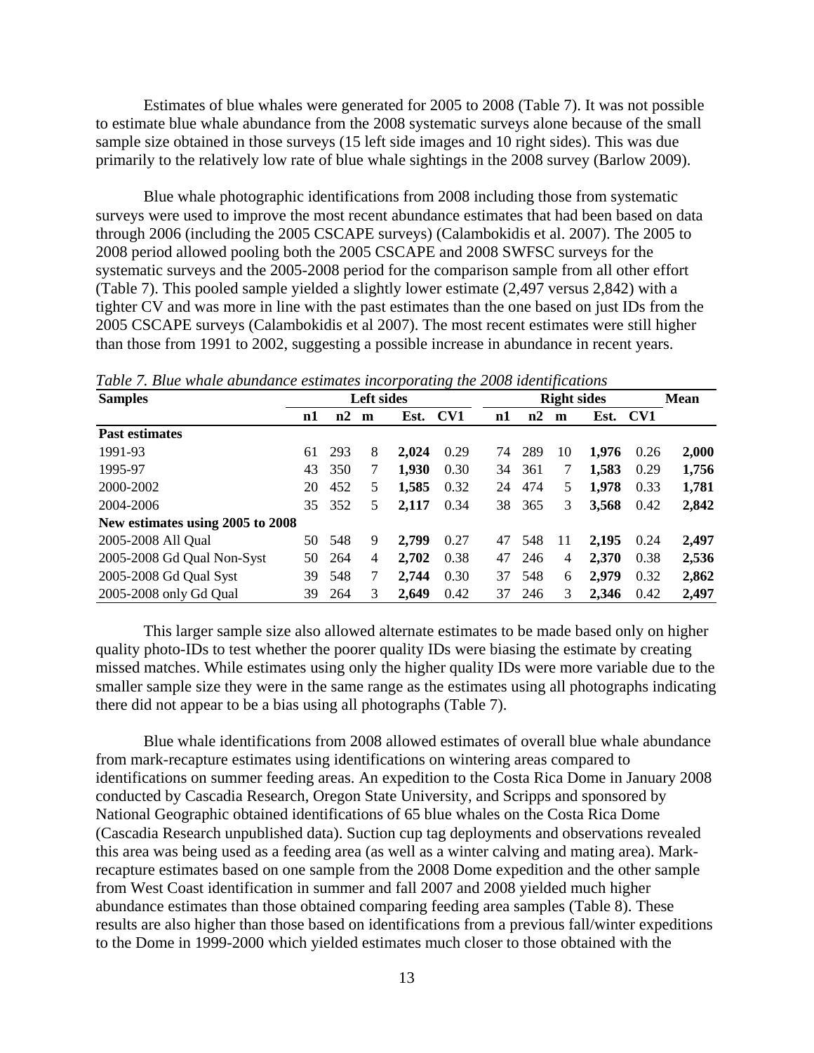Estimates of blue whales were generated for 2005 to 2008 (Table 7). It was not possible to estimate blue whale abundance from the 2008 systematic surveys alone because of the small sample size obtained in those surveys (15 left side images and 10 right sides). This was due primarily to the relatively low rate of blue whale sightings in the 2008 survey (Barlow 2009).

Blue whale photographic identifications from 2008 including those from systematic surveys were used to improve the most recent abundance estimates that had been based on data through 2006 (including the 2005 CSCAPE surveys) (Calambokidis et al. 2007). The 2005 to 2008 period allowed pooling both the 2005 CSCAPE and 2008 SWFSC surveys for the systematic surveys and the 2005-2008 period for the comparison sample from all other effort (Table 7). This pooled sample yielded a slightly lower estimate (2,497 versus 2,842) with a tighter CV and was more in line with the past estimates than the one based on just IDs from the 2005 CSCAPE surveys (Calambokidis et al 2007). The most recent estimates were still higher than those from 1991 to 2002, suggesting a possible increase in abundance in recent years.

*Table 7. Blue whale abundance estimates incorporating the 2008 identifications*

| Samples | Left sides | | | | | Right sides | | | | | Mean |
|---|---|---|---|---|---|---|---|---|---|---|---|
| | n1 | n2 | m | Est. | CV1 | n1 | n2 | m | Est. | CV1 | |
| **Past estimates** | | | | | | | | | | | |
| 1991-93 | 61 | 293 | 8 | **2,024** | 0.29 | 74 | 289 | 10 | **1,976** | 0.26 | **2,000** |
| 1995-97 | 43 | 350 | 7 | **1,930** | 0.30 | 34 | 361 | 7 | **1,583** | 0.29 | **1,756** |
| 2000-2002 | 20 | 452 | 5 | **1,585** | 0.32 | 24 | 474 | 5 | **1,978** | 0.33 | **1,781** |
| 2004-2006 | 35 | 352 | 5 | **2,117** | 0.34 | 38 | 365 | 3 | **3,568** | 0.42 | **2,842** |
| **New estimates using 2005 to 2008** | | | | | | | | | | | |
| 2005-2008 All Qual | 50 | 548 | 9 | **2,799** | 0.27 | 47 | 548 | 11 | **2,195** | 0.24 | **2,497** |
| 2005-2008 Gd Qual Non-Syst | 50 | 264 | 4 | **2,702** | 0.38 | 47 | 246 | 4 | **2,370** | 0.38 | **2,536** |
| 2005-2008 Gd Qual Syst | 39 | 548 | 7 | **2,744** | 0.30 | 37 | 548 | 6 | **2,979** | 0.32 | **2,862** |
| 2005-2008 only Gd Qual | 39 | 264 | 3 | **2,649** | 0.42 | 37 | 246 | 3 | **2,346** | 0.42 | **2,497** |

This larger sample size also allowed alternate estimates to be made based only on higher quality photo-IDs to test whether the poorer quality IDs were biasing the estimate by creating missed matches. While estimates using only the higher quality IDs were more variable due to the smaller sample size they were in the same range as the estimates using all photographs indicating there did not appear to be a bias using all photographs (Table 7).

Blue whale identifications from 2008 allowed estimates of overall blue whale abundance from mark-recapture estimates using identifications on wintering areas compared to identifications on summer feeding areas. An expedition to the Costa Rica Dome in January 2008 conducted by Cascadia Research, Oregon State University, and Scripps and sponsored by National Geographic obtained identifications of 65 blue whales on the Costa Rica Dome (Cascadia Research unpublished data). Suction cup tag deployments and observations revealed this area was being used as a feeding area (as well as a winter calving and mating area). Mark-recapture estimates based on one sample from the 2008 Dome expedition and the other sample from West Coast identification in summer and fall 2007 and 2008 yielded much higher abundance estimates than those obtained comparing feeding area samples (Table 8). These results are also higher than those based on identifications from a previous fall/winter expeditions to the Dome in 1999-2000 which yielded estimates much closer to those obtained with the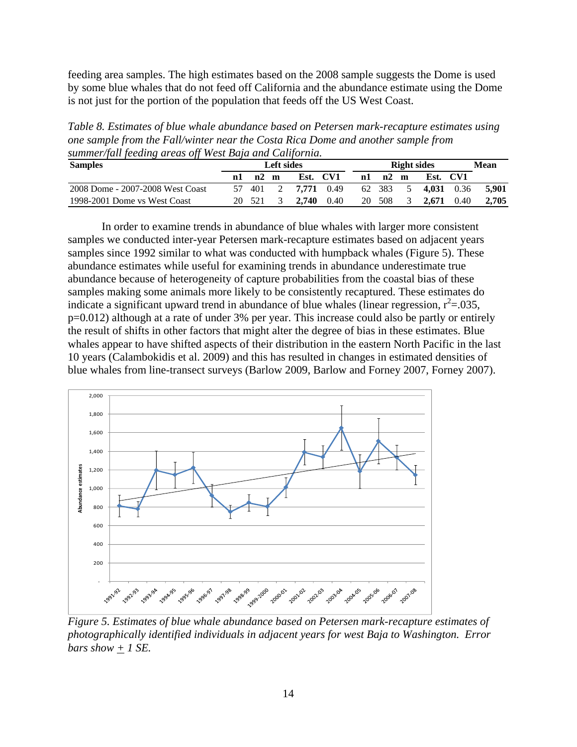feeding area samples. The high estimates based on the 2008 sample suggests the Dome is used by some blue whales that do not feed off California and the abundance estimate using the Dome is not just for the portion of the population that feeds off the US West Coast.

*Table 8. Estimates of blue whale abundance based on Petersen mark-recapture estimates using one sample from the Fall/winter near the Costa Rica Dome and another sample from summer/fall feeding areas off West Baja and California.*

| Samples | Left sides | | | | | Right sides | | | | | Mean |
|---|---|---|---|---|---|---|---|---|---|---|---|
| | n1 | n2 | m | Est. | CV1 | n1 | n2 | m | Est. | CV1 | |
| 2008 Dome - 2007-2008 West Coast | 57 | 401 | 2 | **7,771** | 0.49 | 62 | 383 | 5 | **4,031** | 0.36 | **5,901** |
| 1998-2001 Dome vs West Coast | 20 | 521 | 3 | **2,740** | 0.40 | 20 | 508 | 3 | **2,671** | 0.40 | **2,705** |

In order to examine trends in abundance of blue whales with larger more consistent samples we conducted inter-year Petersen mark-recapture estimates based on adjacent years samples since 1992 similar to what was conducted with humpback whales (Figure 5). These abundance estimates while useful for examining trends in abundance underestimate true abundance because of heterogeneity of capture probabilities from the coastal bias of these samples making some animals more likely to be consistently recaptured. These estimates do indicate a significant upward trend in abundance of blue whales (linear regression, $r^2$=.035, p=0.012) although at a rate of under 3% per year. This increase could also be partly or entirely the result of shifts in other factors that might alter the degree of bias in these estimates. Blue whales appear to have shifted aspects of their distribution in the eastern North Pacific in the last 10 years (Calambokidis et al. 2009) and this has resulted in changes in estimated densities of blue whales from line-transect surveys (Barlow 2009, Barlow and Forney 2007, Forney 2007).

*Figure 5. Estimates of blue whale abundance based on Petersen mark-recapture estimates of photographically identified individuals in adjacent years for west Baja to Washington. Error bars show ± 1 SE.*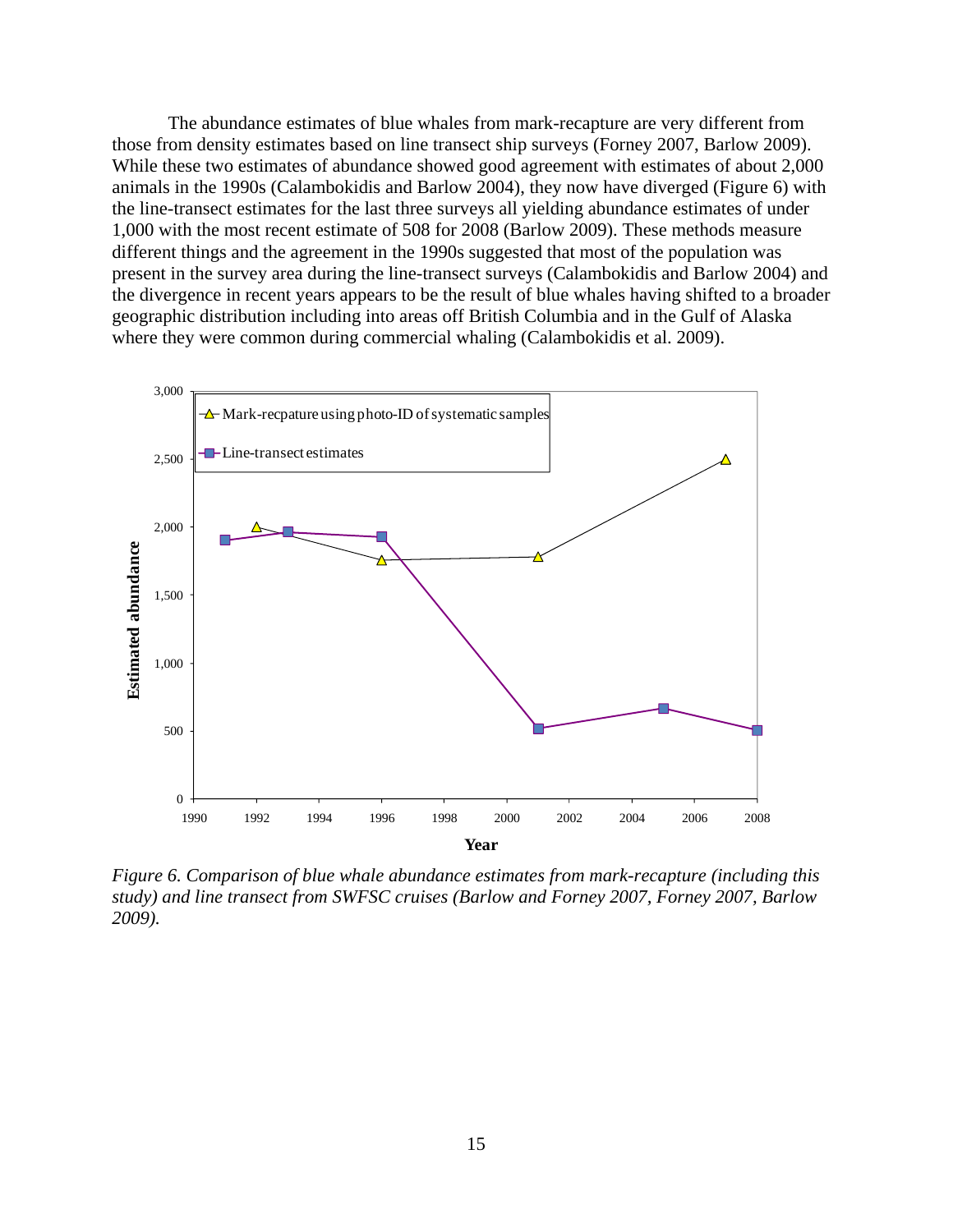The abundance estimates of blue whales from mark-recapture are very different from those from density estimates based on line transect ship surveys (Forney 2007, Barlow 2009). While these two estimates of abundance showed good agreement with estimates of about 2,000 animals in the 1990s (Calambokidis and Barlow 2004), they now have diverged (Figure 6) with the line-transect estimates for the last three surveys all yielding abundance estimates of under 1,000 with the most recent estimate of 508 for 2008 (Barlow 2009). These methods measure different things and the agreement in the 1990s suggested that most of the population was present in the survey area during the line-transect surveys (Calambokidis and Barlow 2004) and the divergence in recent years appears to be the result of blue whales having shifted to a broader geographic distribution including into areas off British Columbia and in the Gulf of Alaska where they were common during commercial whaling (Calambokidis et al. 2009).

*Figure 6. Comparison of blue whale abundance estimates from mark-recapture (including this study) and line transect from SWFSC cruises (Barlow and Forney 2007, Forney 2007, Barlow 2009).*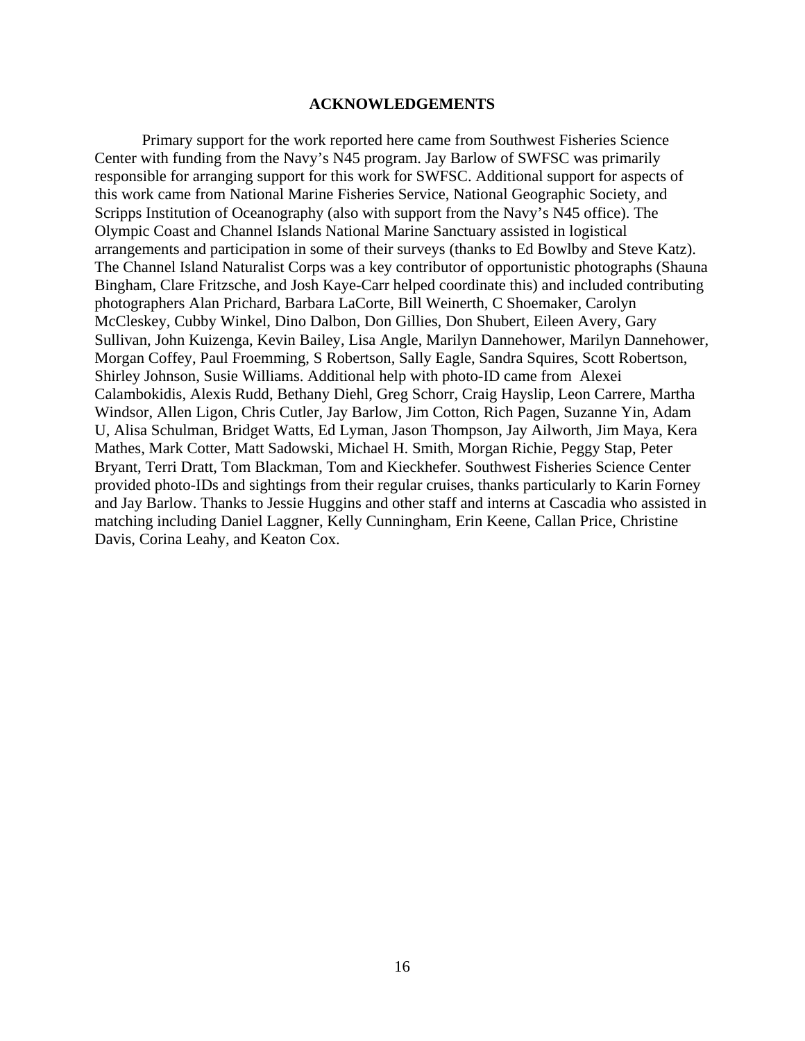## ACKNOWLEDGEMENTS

Primary support for the work reported here came from Southwest Fisheries Science Center with funding from the Navy's N45 program. Jay Barlow of SWFSC was primarily responsible for arranging support for this work for SWFSC. Additional support for aspects of this work came from National Marine Fisheries Service, National Geographic Society, and Scripps Institution of Oceanography (also with support from the Navy's N45 office). The Olympic Coast and Channel Islands National Marine Sanctuary assisted in logistical arrangements and participation in some of their surveys (thanks to Ed Bowlby and Steve Katz). The Channel Island Naturalist Corps was a key contributor of opportunistic photographs (Shauna Bingham, Clare Fritzsche, and Josh Kaye-Carr helped coordinate this) and included contributing photographers Alan Prichard, Barbara LaCorte, Bill Weinerth, C Shoemaker, Carolyn McCleskey, Cubby Winkel, Dino Dalbon, Don Gillies, Don Shubert, Eileen Avery, Gary Sullivan, John Kuizenga, Kevin Bailey, Lisa Angle, Marilyn Dannehower, Marilyn Dannehower, Morgan Coffey, Paul Froemming, S Robertson, Sally Eagle, Sandra Squires, Scott Robertson, Shirley Johnson, Susie Williams. Additional help with photo-ID came from Alexei Calambokidis, Alexis Rudd, Bethany Diehl, Greg Schorr, Craig Hayslip, Leon Carrere, Martha Windsor, Allen Ligon, Chris Cutler, Jay Barlow, Jim Cotton, Rich Pagen, Suzanne Yin, Adam U, Alisa Schulman, Bridget Watts, Ed Lyman, Jason Thompson, Jay Ailworth, Jim Maya, Kera Mathes, Mark Cotter, Matt Sadowski, Michael H. Smith, Morgan Richie, Peggy Stap, Peter Bryant, Terri Dratt, Tom Blackman, Tom and Kieckhefer. Southwest Fisheries Science Center provided photo-IDs and sightings from their regular cruises, thanks particularly to Karin Forney and Jay Barlow. Thanks to Jessie Huggins and other staff and interns at Cascadia who assisted in matching including Daniel Laggner, Kelly Cunningham, Erin Keene, Callan Price, Christine Davis, Corina Leahy, and Keaton Cox.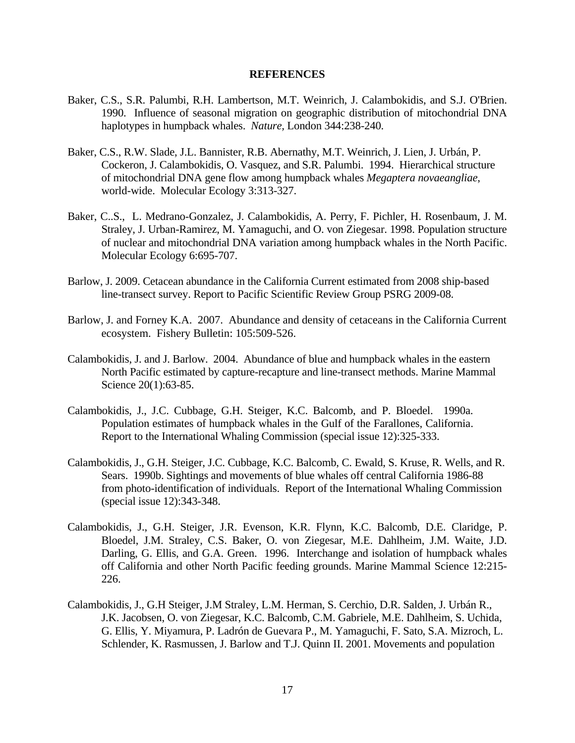**REFERENCES**

Baker, C.S., S.R. Palumbi, R.H. Lambertson, M.T. Weinrich, J. Calambokidis, and S.J. O'Brien. 1990. Influence of seasonal migration on geographic distribution of mitochondrial DNA haplotypes in humpback whales. *Nature*, London 344:238-240.

Baker, C.S., R.W. Slade, J.L. Bannister, R.B. Abernathy, M.T. Weinrich, J. Lien, J. Urbán, P. Cockeron, J. Calambokidis, O. Vasquez, and S.R. Palumbi. 1994. Hierarchical structure of mitochondrial DNA gene flow among humpback whales *Megaptera novaeangliae*, world-wide. Molecular Ecology 3:313-327.

Baker, C..S., L. Medrano-Gonzalez, J. Calambokidis, A. Perry, F. Pichler, H. Rosenbaum, J. M. Straley, J. Urban-Ramirez, M. Yamaguchi, and O. von Ziegesar. 1998. Population structure of nuclear and mitochondrial DNA variation among humpback whales in the North Pacific. Molecular Ecology 6:695-707.

Barlow, J. 2009. Cetacean abundance in the California Current estimated from 2008 ship-based line-transect survey. Report to Pacific Scientific Review Group PSRG 2009-08.

Barlow, J. and Forney K.A. 2007. Abundance and density of cetaceans in the California Current ecosystem. Fishery Bulletin: 105:509-526.

Calambokidis, J. and J. Barlow. 2004. Abundance of blue and humpback whales in the eastern North Pacific estimated by capture-recapture and line-transect methods. Marine Mammal Science 20(1):63-85.

Calambokidis, J., J.C. Cubbage, G.H. Steiger, K.C. Balcomb, and P. Bloedel. 1990a. Population estimates of humpback whales in the Gulf of the Farallones, California. Report to the International Whaling Commission (special issue 12):325-333.

Calambokidis, J., G.H. Steiger, J.C. Cubbage, K.C. Balcomb, C. Ewald, S. Kruse, R. Wells, and R. Sears. 1990b. Sightings and movements of blue whales off central California 1986-88 from photo-identification of individuals. Report of the International Whaling Commission (special issue 12):343-348.

Calambokidis, J., G.H. Steiger, J.R. Evenson, K.R. Flynn, K.C. Balcomb, D.E. Claridge, P. Bloedel, J.M. Straley, C.S. Baker, O. von Ziegesar, M.E. Dahlheim, J.M. Waite, J.D. Darling, G. Ellis, and G.A. Green. 1996. Interchange and isolation of humpback whales off California and other North Pacific feeding grounds. Marine Mammal Science 12:215-226.

Calambokidis, J., G.H Steiger, J.M Straley, L.M. Herman, S. Cerchio, D.R. Salden, J. Urbán R., J.K. Jacobsen, O. von Ziegesar, K.C. Balcomb, C.M. Gabriele, M.E. Dahlheim, S. Uchida, G. Ellis, Y. Miyamura, P. Ladrón de Guevara P., M. Yamaguchi, F. Sato, S.A. Mizroch, L. Schlender, K. Rasmussen, J. Barlow and T.J. Quinn II. 2001. Movements and population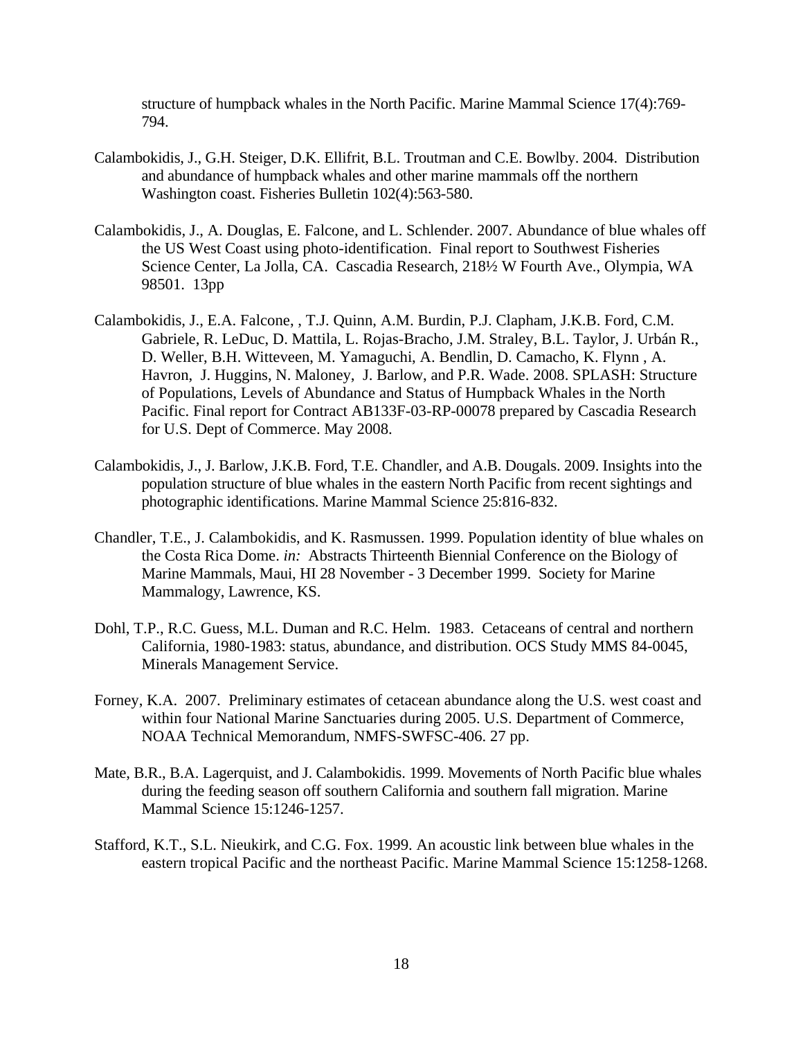structure of humpback whales in the North Pacific. Marine Mammal Science 17(4):769-794.

Calambokidis, J., G.H. Steiger, D.K. Ellifrit, B.L. Troutman and C.E. Bowlby. 2004. Distribution and abundance of humpback whales and other marine mammals off the northern Washington coast. Fisheries Bulletin 102(4):563-580.

Calambokidis, J., A. Douglas, E. Falcone, and L. Schlender. 2007. Abundance of blue whales off the US West Coast using photo-identification. Final report to Southwest Fisheries Science Center, La Jolla, CA. Cascadia Research, 218½ W Fourth Ave., Olympia, WA 98501. 13pp

Calambokidis, J., E.A. Falcone, , T.J. Quinn, A.M. Burdin, P.J. Clapham, J.K.B. Ford, C.M. Gabriele, R. LeDuc, D. Mattila, L. Rojas-Bracho, J.M. Straley, B.L. Taylor, J. Urbán R., D. Weller, B.H. Witteveen, M. Yamaguchi, A. Bendlin, D. Camacho, K. Flynn , A. Havron, J. Huggins, N. Maloney, J. Barlow, and P.R. Wade. 2008. SPLASH: Structure of Populations, Levels of Abundance and Status of Humpback Whales in the North Pacific. Final report for Contract AB133F-03-RP-00078 prepared by Cascadia Research for U.S. Dept of Commerce. May 2008.

Calambokidis, J., J. Barlow, J.K.B. Ford, T.E. Chandler, and A.B. Dougals. 2009. Insights into the population structure of blue whales in the eastern North Pacific from recent sightings and photographic identifications. Marine Mammal Science 25:816-832.

Chandler, T.E., J. Calambokidis, and K. Rasmussen. 1999. Population identity of blue whales on the Costa Rica Dome. *in:* Abstracts Thirteenth Biennial Conference on the Biology of Marine Mammals, Maui, HI 28 November - 3 December 1999. Society for Marine Mammalogy, Lawrence, KS.

Dohl, T.P., R.C. Guess, M.L. Duman and R.C. Helm. 1983. Cetaceans of central and northern California, 1980-1983: status, abundance, and distribution. OCS Study MMS 84-0045, Minerals Management Service.

Forney, K.A. 2007. Preliminary estimates of cetacean abundance along the U.S. west coast and within four National Marine Sanctuaries during 2005. U.S. Department of Commerce, NOAA Technical Memorandum, NMFS-SWFSC-406. 27 pp.

Mate, B.R., B.A. Lagerquist, and J. Calambokidis. 1999. Movements of North Pacific blue whales during the feeding season off southern California and southern fall migration. Marine Mammal Science 15:1246-1257.

Stafford, K.T., S.L. Nieukirk, and C.G. Fox. 1999. An acoustic link between blue whales in the eastern tropical Pacific and the northeast Pacific. Marine Mammal Science 15:1258-1268.